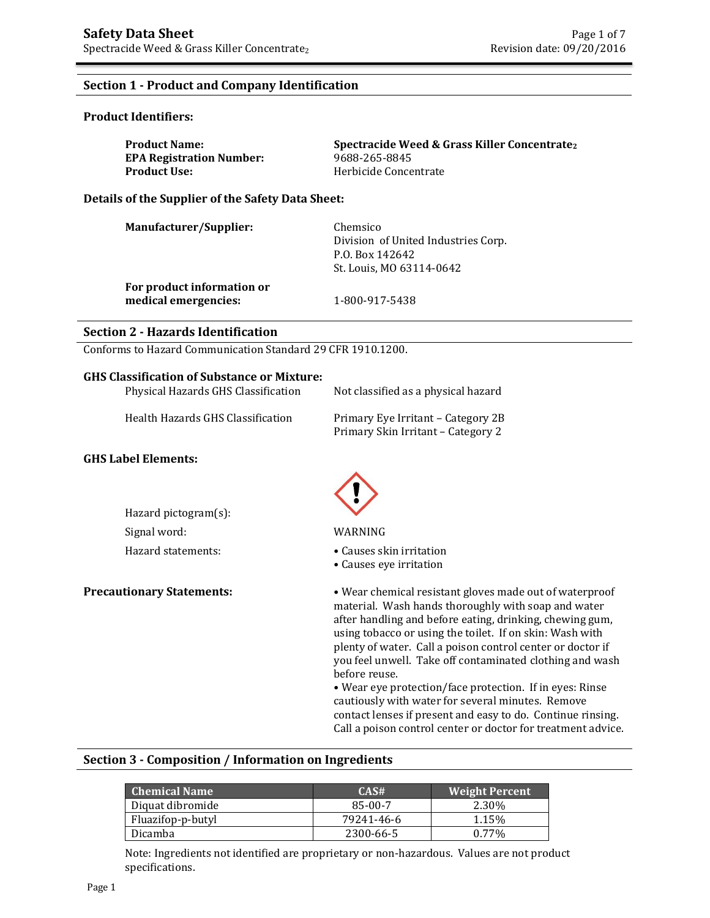# Safety Data Sheet

Spectracide Weed & Grass Killer Concentrate$_2$

Revision date: 09/20/2016

## Section 1 - Product and Company Identification

### Product Identifiers:

**Product Name:** **Spectracide Weed & Grass Killer Concentrate$_2$**
**EPA Registration Number:** 9688-265-8845
**Product Use:** Herbicide Concentrate

### Details of the Supplier of the Safety Data Sheet:

**Manufacturer/Supplier:**
Chemsico
Division of United Industries Corp.
P.O. Box 142642
St. Louis, MO 63114-0642

**For product information or medical emergencies:** 1-800-917-5438

## Section 2 - Hazards Identification

Conforms to Hazard Communication Standard 29 CFR 1910.1200.

### GHS Classification of Substance or Mixture:

Physical Hazards GHS Classification: Not classified as a physical hazard

Health Hazards GHS Classification:
Primary Eye Irritant – Category 2B
Primary Skin Irritant – Category 2

### GHS Label Elements:

Hazard pictogram(s):

Signal word: WARNING

Hazard statements:
- Causes skin irritation
- Causes eye irritation

**Precautionary Statements:**

- Wear chemical resistant gloves made out of waterproof material. Wash hands thoroughly with soap and water after handling and before eating, drinking, chewing gum, using tobacco or using the toilet. If on skin: Wash with plenty of water. Call a poison control center or doctor if you feel unwell. Take off contaminated clothing and wash before reuse.
- Wear eye protection/face protection. If in eyes: Rinse cautiously with water for several minutes. Remove contact lenses if present and easy to do. Continue rinsing. Call a poison control center or doctor for treatment advice.

## Section 3 - Composition / Information on Ingredients

| Chemical Name | CAS# | Weight Percent |
|---|---|---|
| Diquat dibromide | 85-00-7 | 2.30% |
| Fluazifop-p-butyl | 79241-46-6 | 1.15% |
| Dicamba | 2300-66-5 | 0.77% |

Note: Ingredients not identified are proprietary or non-hazardous. Values are not product specifications.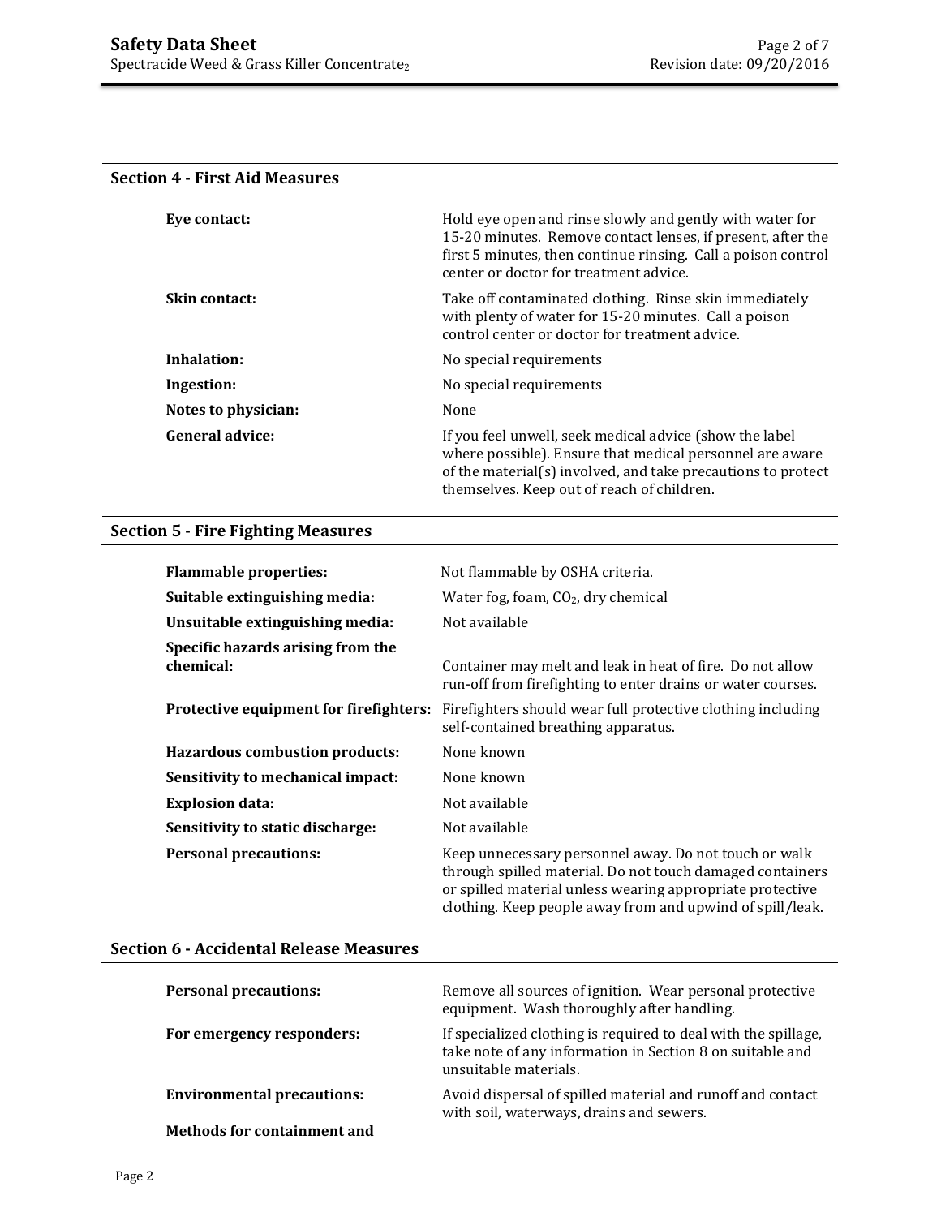## Section 4 - First Aid Measures

| | |
|---|---|
| **Eye contact:** | Hold eye open and rinse slowly and gently with water for 15-20 minutes. Remove contact lenses, if present, after the first 5 minutes, then continue rinsing. Call a poison control center or doctor for treatment advice. |
| **Skin contact:** | Take off contaminated clothing. Rinse skin immediately with plenty of water for 15-20 minutes. Call a poison control center or doctor for treatment advice. |
| **Inhalation:** | No special requirements |
| **Ingestion:** | No special requirements |
| **Notes to physician:** | None |
| **General advice:** | If you feel unwell, seek medical advice (show the label where possible). Ensure that medical personnel are aware of the material(s) involved, and take precautions to protect themselves. Keep out of reach of children. |

## Section 5 - Fire Fighting Measures

| | |
|---|---|
| **Flammable properties:** | Not flammable by OSHA criteria. |
| **Suitable extinguishing media:** | Water fog, foam, $CO_2$, dry chemical |
| **Unsuitable extinguishing media:** | Not available |
| **Specific hazards arising from the chemical:** | Container may melt and leak in heat of fire. Do not allow run-off from firefighting to enter drains or water courses. |
| **Protective equipment for firefighters:** | Firefighters should wear full protective clothing including self-contained breathing apparatus. |
| **Hazardous combustion products:** | None known |
| **Sensitivity to mechanical impact:** | None known |
| **Explosion data:** | Not available |
| **Sensitivity to static discharge:** | Not available |
| **Personal precautions:** | Keep unnecessary personnel away. Do not touch or walk through spilled material. Do not touch damaged containers or spilled material unless wearing appropriate protective clothing. Keep people away from and upwind of spill/leak. |

## Section 6 - Accidental Release Measures

| | |
|---|---|
| **Personal precautions:** | Remove all sources of ignition. Wear personal protective equipment. Wash thoroughly after handling. |
| **For emergency responders:** | If specialized clothing is required to deal with the spillage, take note of any information in Section 8 on suitable and unsuitable materials. |
| **Environmental precautions:** | Avoid dispersal of spilled material and runoff and contact with soil, waterways, drains and sewers. |
| **Methods for containment and** | |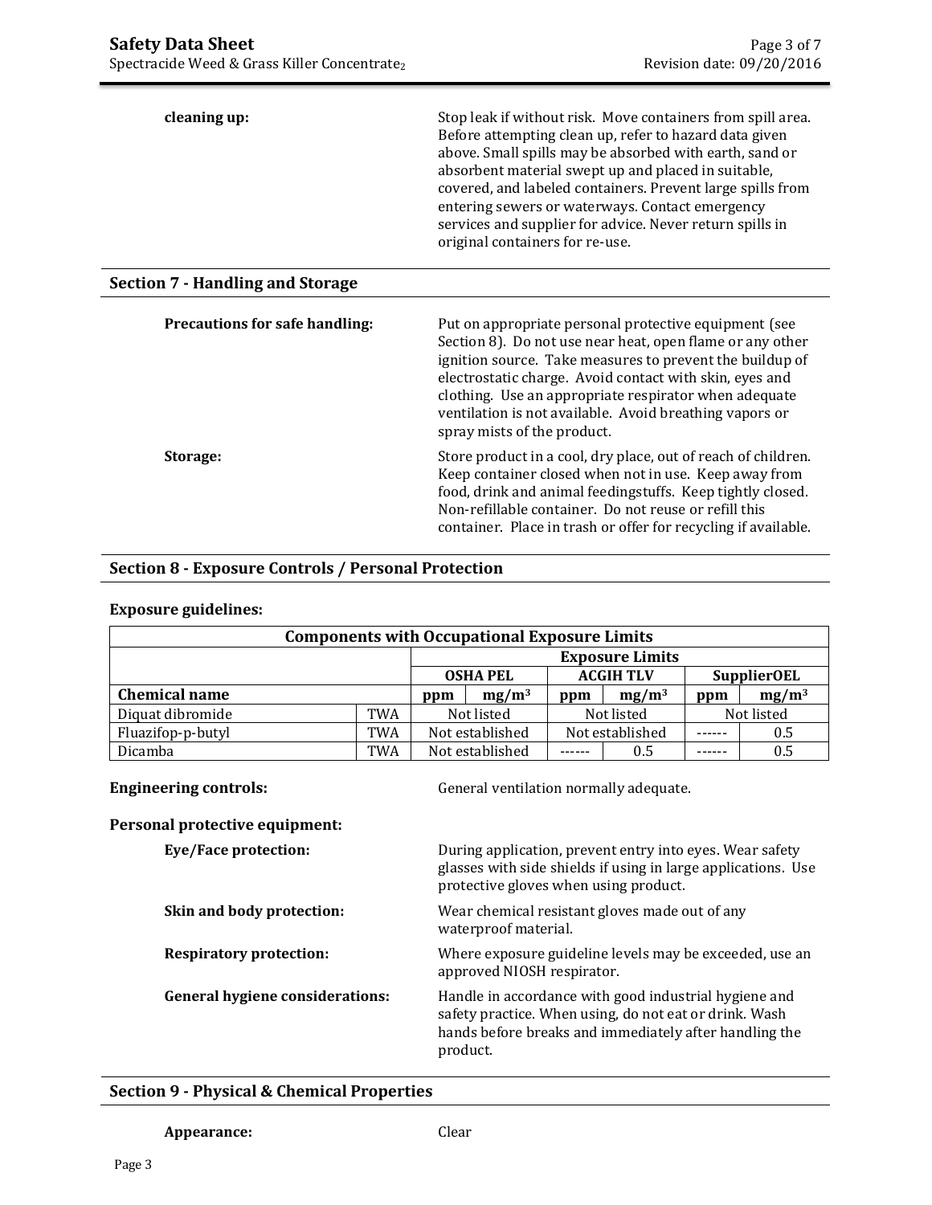**cleaning up:**

Stop leak if without risk. Move containers from spill area. Before attempting clean up, refer to hazard data given above. Small spills may be absorbed with earth, sand or absorbent material swept up and placed in suitable, covered, and labeled containers. Prevent large spills from entering sewers or waterways. Contact emergency services and supplier for advice. Never return spills in original containers for re-use.

## Section 7 - Handling and Storage

**Precautions for safe handling:**

Put on appropriate personal protective equipment (see Section 8). Do not use near heat, open flame or any other ignition source. Take measures to prevent the buildup of electrostatic charge. Avoid contact with skin, eyes and clothing. Use an appropriate respirator when adequate ventilation is not available. Avoid breathing vapors or spray mists of the product.

**Storage:**

Store product in a cool, dry place, out of reach of children. Keep container closed when not in use. Keep away from food, drink and animal feedingstuffs. Keep tightly closed. Non-refillable container. Do not reuse or refill this container. Place in trash or offer for recycling if available.

## Section 8 - Exposure Controls / Personal Protection

**Exposure guidelines:**

| Components with Occupational Exposure Limits | | | | | | | |
|---|---|---|---|---|---|---|---|
| | | Exposure Limits | | | | | |
| | | OSHA PEL | | ACGIH TLV | | SupplierOEL | |
| **Chemical name** | | ppm | $mg/m^3$ | ppm | $mg/m^3$ | ppm | $mg/m^3$ |
| Diquat dibromide | TWA | Not listed | | Not listed | | Not listed | |
| Fluazifop-p-butyl | TWA | Not established | | Not established | | ------ | 0.5 |
| Dicamba | TWA | Not established | | ------ | 0.5 | ------ | 0.5 |

**Engineering controls:** General ventilation normally adequate.

**Personal protective equipment:**

**Eye/Face protection:**

During application, prevent entry into eyes. Wear safety glasses with side shields if using in large applications. Use protective gloves when using product.

**Skin and body protection:**

Wear chemical resistant gloves made out of any waterproof material.

**Respiratory protection:**

Where exposure guideline levels may be exceeded, use an approved NIOSH respirator.

**General hygiene considerations:**

Handle in accordance with good industrial hygiene and safety practice. When using, do not eat or drink. Wash hands before breaks and immediately after handling the product.

## Section 9 - Physical & Chemical Properties

**Appearance:** Clear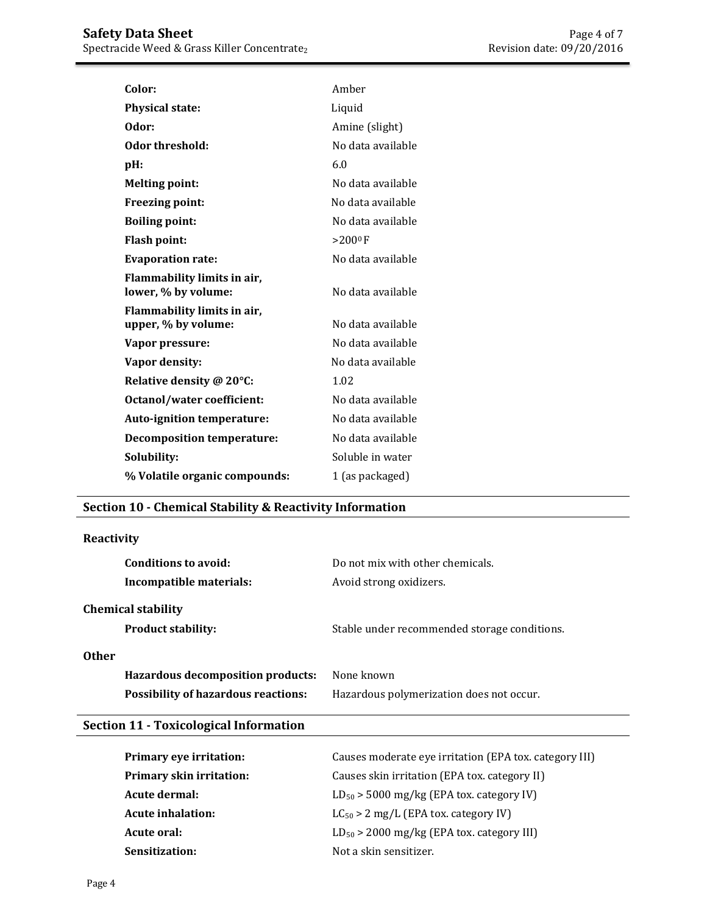| | |
|---|---|
| **Color:** | Amber |
| **Physical state:** | Liquid |
| **Odor:** | Amine (slight) |
| **Odor threshold:** | No data available |
| **pH:** | 6.0 |
| **Melting point:** | No data available |
| **Freezing point:** | No data available |
| **Boiling point:** | No data available |
| **Flash point:** | >200$^0$F |
| **Evaporation rate:** | No data available |
| **Flammability limits in air, lower, % by volume:** | No data available |
| **Flammability limits in air, upper, % by volume:** | No data available |
| **Vapor pressure:** | No data available |
| **Vapor density:** | No data available |
| **Relative density @ 20°C:** | 1.02 |
| **Octanol/water coefficient:** | No data available |
| **Auto-ignition temperature:** | No data available |
| **Decomposition temperature:** | No data available |
| **Solubility:** | Soluble in water |
| **% Volatile organic compounds:** | 1 (as packaged) |

## Section 10 - Chemical Stability & Reactivity Information

### Reactivity

| | |
|---|---|
| **Conditions to avoid:** | Do not mix with other chemicals. |
| **Incompatible materials:** | Avoid strong oxidizers. |

### Chemical stability

| | |
|---|---|
| **Product stability:** | Stable under recommended storage conditions. |

### Other

| | |
|---|---|
| **Hazardous decomposition products:** | None known |
| **Possibility of hazardous reactions:** | Hazardous polymerization does not occur. |

## Section 11 - Toxicological Information

| | |
|---|---|
| **Primary eye irritation:** | Causes moderate eye irritation (EPA tox. category III) |
| **Primary skin irritation:** | Causes skin irritation (EPA tox. category II) |
| **Acute dermal:** | $LD_{50}$ > 5000 mg/kg (EPA tox. category IV) |
| **Acute inhalation:** | $LC_{50}$ > 2 mg/L (EPA tox. category IV) |
| **Acute oral:** | $LD_{50}$ > 2000 mg/kg (EPA tox. category III) |
| **Sensitization:** | Not a skin sensitizer. |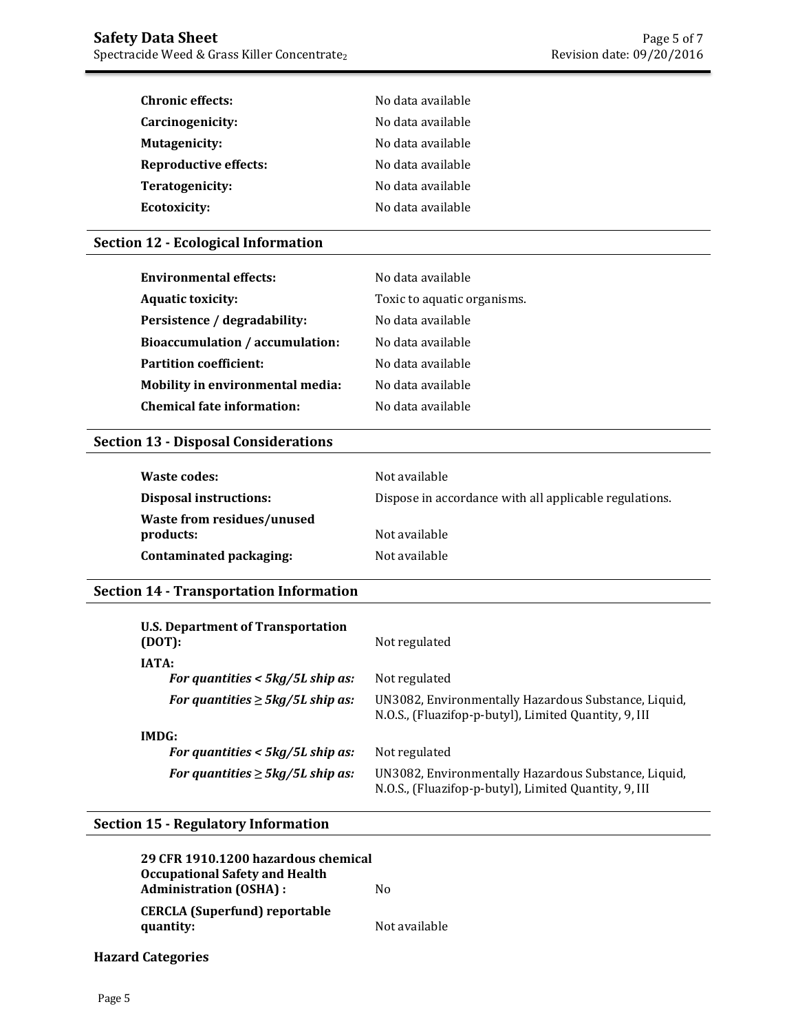| | |
|---|---|
| **Chronic effects:** | No data available |
| **Carcinogenicity:** | No data available |
| **Mutagenicity:** | No data available |
| **Reproductive effects:** | No data available |
| **Teratogenicity:** | No data available |
| **Ecotoxicity:** | No data available |

## Section 12 - Ecological Information

| | |
|---|---|
| **Environmental effects:** | No data available |
| **Aquatic toxicity:** | Toxic to aquatic organisms. |
| **Persistence / degradability:** | No data available |
| **Bioaccumulation / accumulation:** | No data available |
| **Partition coefficient:** | No data available |
| **Mobility in environmental media:** | No data available |
| **Chemical fate information:** | No data available |

## Section 13 - Disposal Considerations

| | |
|---|---|
| **Waste codes:** | Not available |
| **Disposal instructions:** | Dispose in accordance with all applicable regulations. |
| **Waste from residues/unused products:** | Not available |
| **Contaminated packaging:** | Not available |

## Section 14 - Transportation Information

| | |
|---|---|
| **U.S. Department of Transportation (DOT):** | Not regulated |
| **IATA:** | |
| ***For quantities < 5kg/5L ship as:*** | Not regulated |
| ***For quantities ≥ 5kg/5L ship as:*** | UN3082, Environmentally Hazardous Substance, Liquid, N.O.S., (Fluazifop-p-butyl), Limited Quantity, 9, III |
| **IMDG:** | |
| ***For quantities < 5kg/5L ship as:*** | Not regulated |
| ***For quantities ≥ 5kg/5L ship as:*** | UN3082, Environmentally Hazardous Substance, Liquid, N.O.S., (Fluazifop-p-butyl), Limited Quantity, 9, III |

## Section 15 - Regulatory Information

| | |
|---|---|
| **29 CFR 1910.1200 hazardous chemical Occupational Safety and Health Administration (OSHA) :** | No |
| **CERCLA (Superfund) reportable quantity:** | Not available |

**Hazard Categories**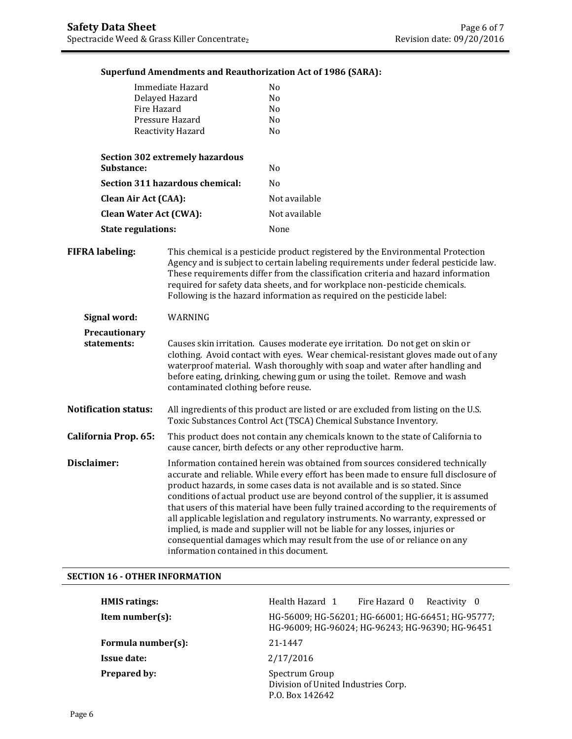**Superfund Amendments and Reauthorization Act of 1986 (SARA):**

| | |
|---|---|
| Immediate Hazard | No |
| Delayed Hazard | No |
| Fire Hazard | No |
| Pressure Hazard | No |
| Reactivity Hazard | No |

**Section 302 extremely hazardous Substance:** No

**Section 311 hazardous chemical:** No

**Clean Air Act (CAA):** Not available

**Clean Water Act (CWA):** Not available

**State regulations:** None

**FIFRA labeling:** This chemical is a pesticide product registered by the Environmental Protection Agency and is subject to certain labeling requirements under federal pesticide law. These requirements differ from the classification criteria and hazard information required for safety data sheets, and for workplace non-pesticide chemicals. Following is the hazard information as required on the pesticide label:

**Signal word:** WARNING

**Precautionary statements:** Causes skin irritation. Causes moderate eye irritation. Do not get on skin or clothing. Avoid contact with eyes. Wear chemical-resistant gloves made out of any waterproof material. Wash thoroughly with soap and water after handling and before eating, drinking, chewing gum or using the toilet. Remove and wash contaminated clothing before reuse.

**Notification status:** All ingredients of this product are listed or are excluded from listing on the U.S. Toxic Substances Control Act (TSCA) Chemical Substance Inventory.

**California Prop. 65:** This product does not contain any chemicals known to the state of California to cause cancer, birth defects or any other reproductive harm.

**Disclaimer:** Information contained herein was obtained from sources considered technically accurate and reliable. While every effort has been made to ensure full disclosure of product hazards, in some cases data is not available and is so stated. Since conditions of actual product use are beyond control of the supplier, it is assumed that users of this material have been fully trained according to the requirements of all applicable legislation and regulatory instruments. No warranty, expressed or implied, is made and supplier will not be liable for any losses, injuries or consequential damages which may result from the use of or reliance on any information contained in this document.

## SECTION 16 - OTHER INFORMATION

**HMIS ratings:** Health Hazard 1 Fire Hazard 0 Reactivity 0

**Item number(s):** HG-56009; HG-56201; HG-66001; HG-66451; HG-95777; HG-96009; HG-96024; HG-96243; HG-96390; HG-96451

**Formula number(s):** 21-1447

**Issue date:** 2/17/2016

**Prepared by:** Spectrum Group
Division of United Industries Corp.
P.O. Box 142642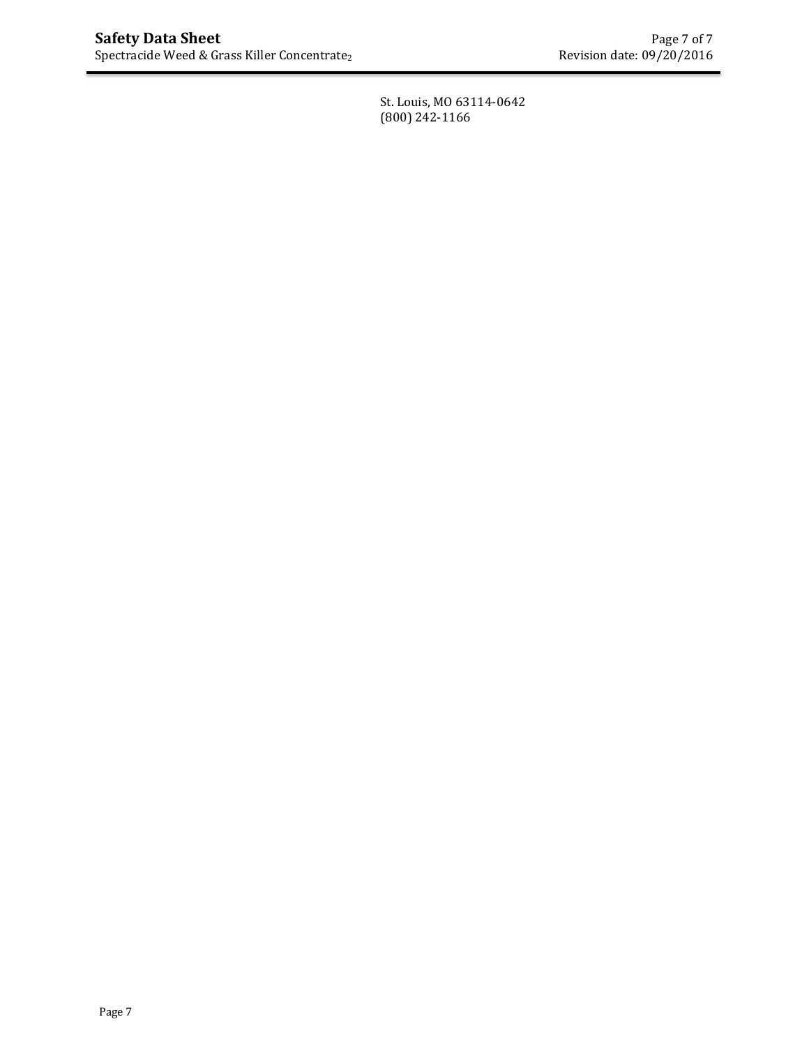St. Louis, MO 63114-0642
(800) 242-1166